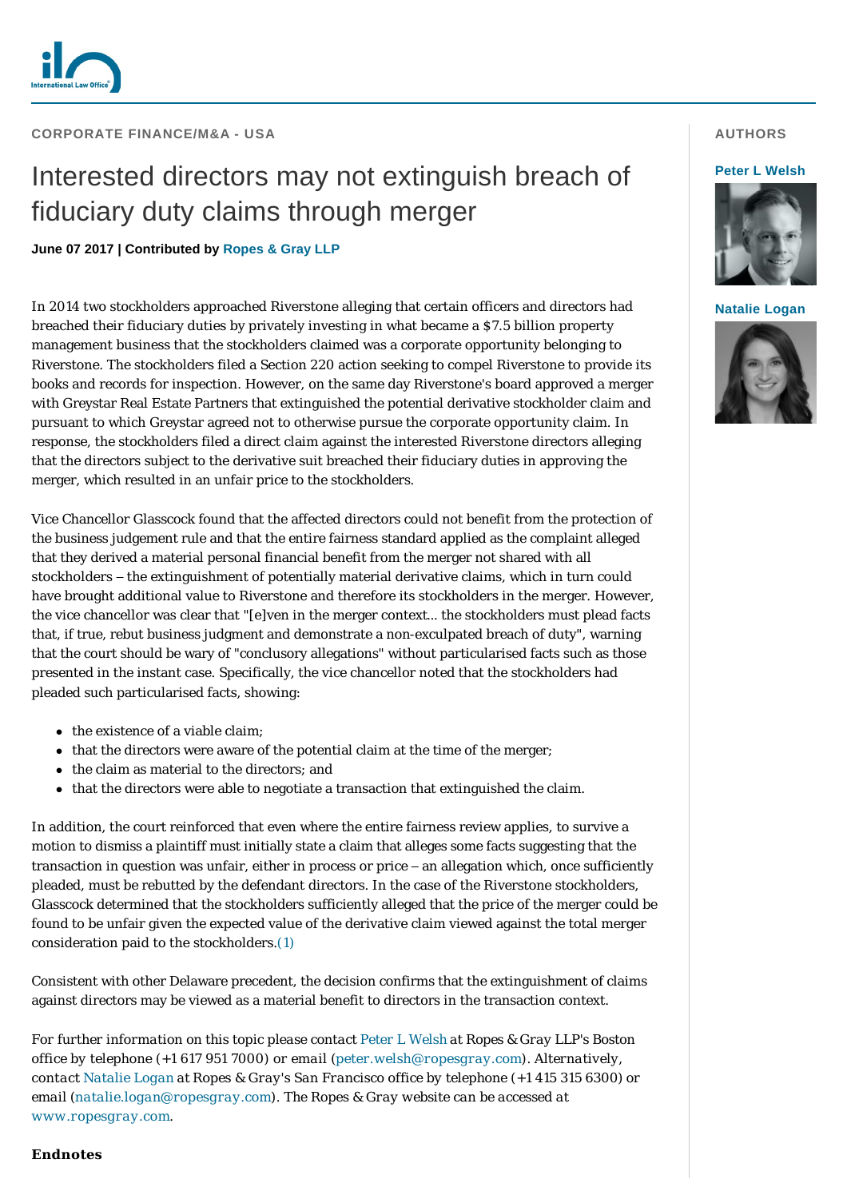CORPORATE FINANCE/M&A - USA

# Interested directors may not extinguish breach of fiduciary duty claims through merger

**June 07 2017 | Contributed by Ropes & Gray LLP**

AUTHORS

**Peter L Welsh**

**Natalie Logan**

In 2014 two stockholders approached Riverstone alleging that certain officers and directors had breached their fiduciary duties by privately investing in what became a $7.5 billion property management business that the stockholders claimed was a corporate opportunity belonging to Riverstone. The stockholders filed a Section 220 action seeking to compel Riverstone to provide its books and records for inspection. However, on the same day Riverstone's board approved a merger with Greystar Real Estate Partners that extinguished the potential derivative stockholder claim and pursuant to which Greystar agreed not to otherwise pursue the corporate opportunity claim. In response, the stockholders filed a direct claim against the interested Riverstone directors alleging that the directors subject to the derivative suit breached their fiduciary duties in approving the merger, which resulted in an unfair price to the stockholders.

Vice Chancellor Glasscock found that the affected directors could not benefit from the protection of the business judgement rule and that the entire fairness standard applied as the complaint alleged that they derived a material personal financial benefit from the merger not shared with all stockholders – the extinguishment of potentially material derivative claims, which in turn could have brought additional value to Riverstone and therefore its stockholders in the merger. However, the vice chancellor was clear that "[e]ven in the merger context... the stockholders must plead facts that, if true, rebut business judgment and demonstrate a non-exculpated breach of duty", warning that the court should be wary of "conclusory allegations" without particularised facts such as those presented in the instant case. Specifically, the vice chancellor noted that the stockholders had pleaded such particularised facts, showing:

- the existence of a viable claim;
- that the directors were aware of the potential claim at the time of the merger;
- the claim as material to the directors; and
- that the directors were able to negotiate a transaction that extinguished the claim.

In addition, the court reinforced that even where the entire fairness review applies, to survive a motion to dismiss a plaintiff must initially state a claim that alleges some facts suggesting that the transaction in question was unfair, either in process or price – an allegation which, once sufficiently pleaded, must be rebutted by the defendant directors. In the case of the Riverstone stockholders, Glasscock determined that the stockholders sufficiently alleged that the price of the merger could be found to be unfair given the expected value of the derivative claim viewed against the total merger consideration paid to the stockholders.(1)

Consistent with other Delaware precedent, the decision confirms that the extinguishment of claims against directors may be viewed as a material benefit to directors in the transaction context.

*For further information on this topic please contact* Peter L Welsh *at Ropes & Gray LLP's Boston office by telephone (+1 617 951 7000) or email (*peter.welsh@ropesgray.com*). Alternatively, contact* Natalie Logan *at Ropes & Gray's San Francisco office by telephone (+1 415 315 6300) or email (*natalie.logan@ropesgray.com*). The Ropes & Gray website can be accessed at* www.ropesgray.com.

**Endnotes**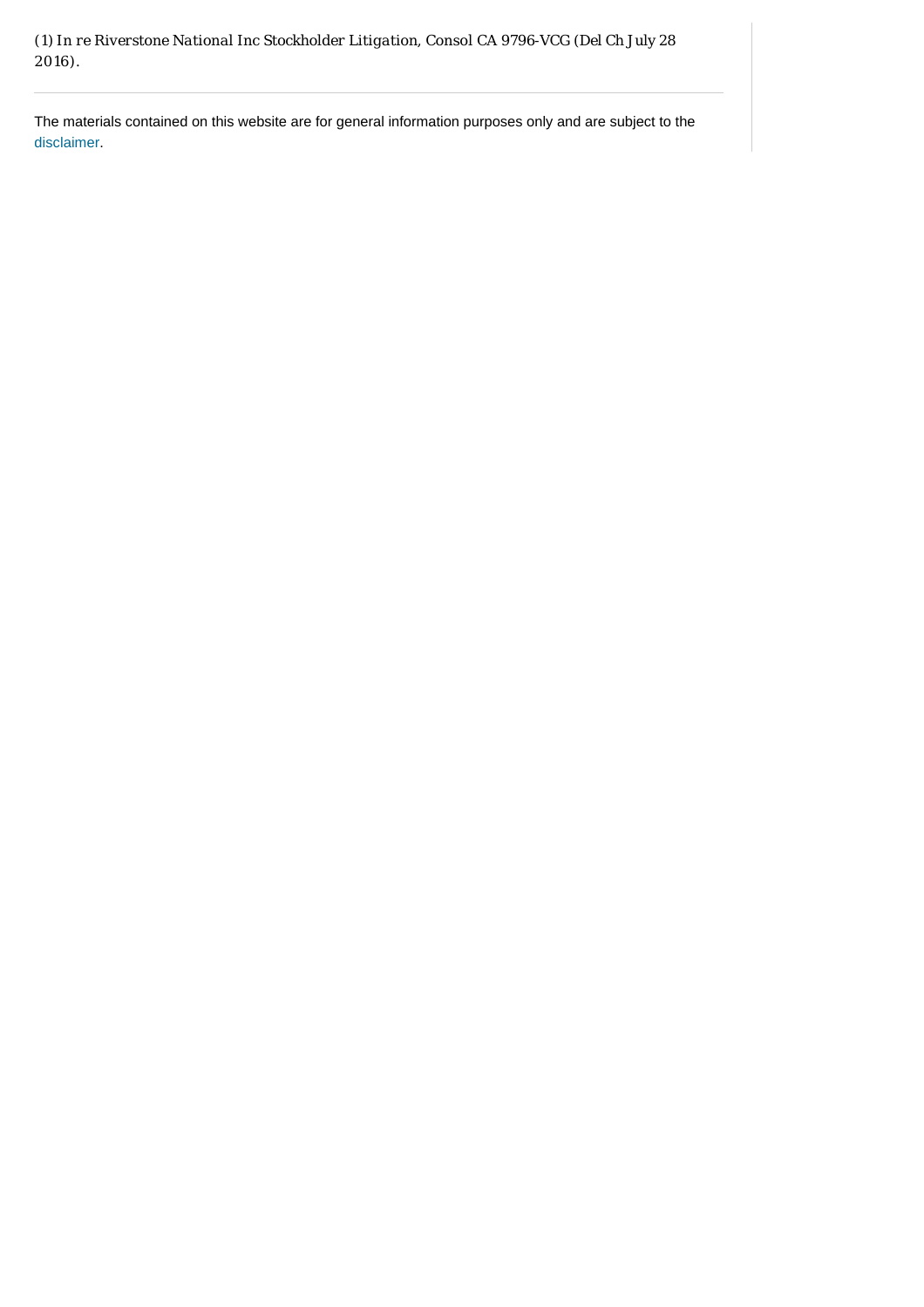(1) *In re Riverstone National Inc Stockholder Litigation*, Consol CA 9796-VCG (Del Ch July 28 2016).

---

The materials contained on this website are for general information purposes only and are subject to the disclaimer.